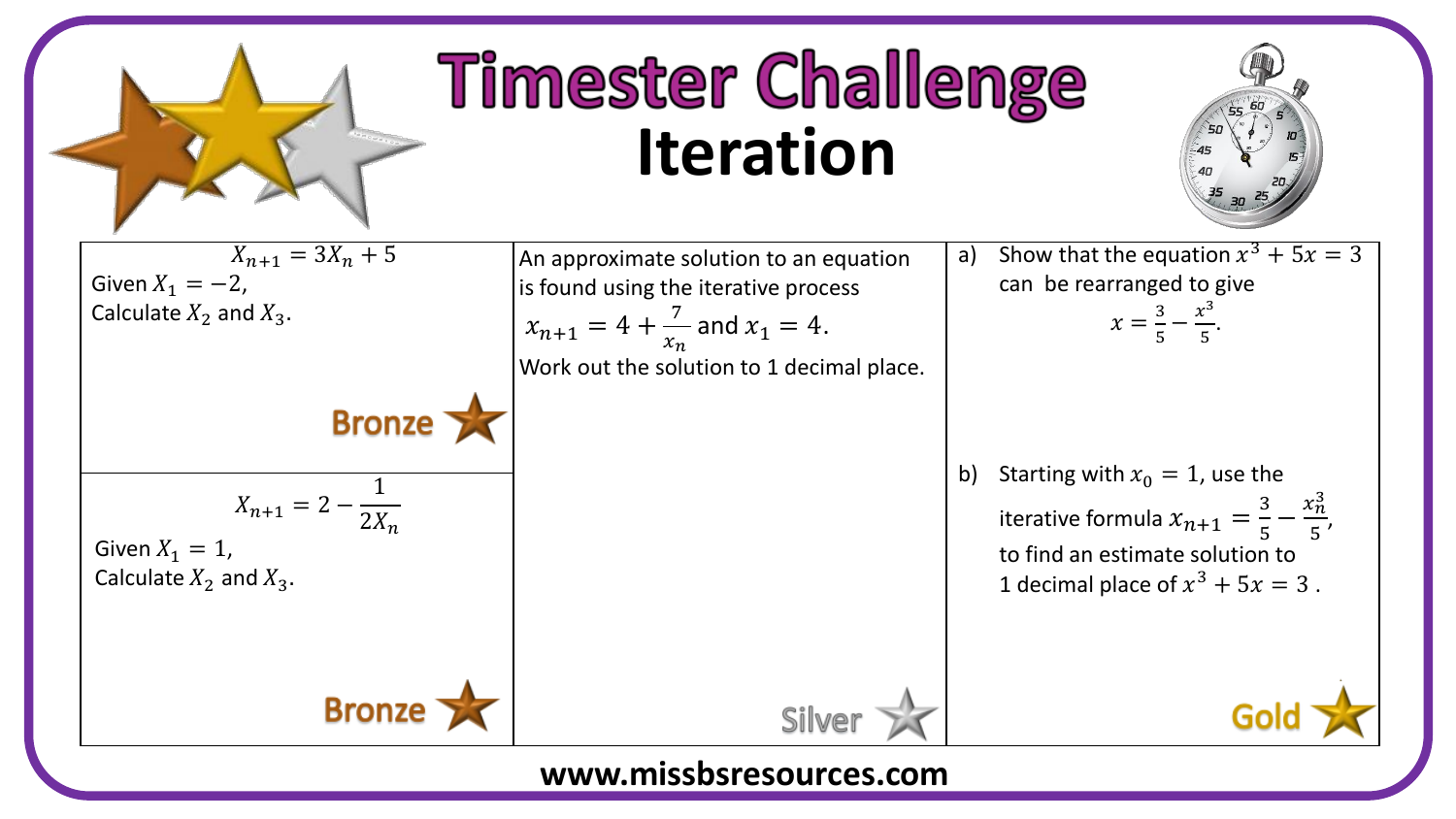# Timester Challenge
## Iteration

$$X_{n+1} = 3X_n + 5$$

Given $X_1 = -2$,
Calculate $X_2$ and $X_3$.

**Bronze**

$$X_{n+1} = 2 - \frac{1}{2X_n}$$

Given $X_1 = 1$,
Calculate $X_2$ and $X_3$.

**Bronze**

An approximate solution to an equation is found using the iterative process $x_{n+1} = 4 + \frac{7}{x_n}$ and $x_1 = 4$.
Work out the solution to 1 decimal place.

**Silver**

a) Show that the equation $x^3 + 5x = 3$ can be rearranged to give

$$x = \frac{3}{5} - \frac{x^3}{5}.$$

b) Starting with $x_0 = 1$, use the iterative formula $x_{n+1} = \frac{3}{5} - \frac{x_n^3}{5}$, to find an estimate solution to 1 decimal place of $x^3 + 5x = 3$ .

**Gold**

www.missbsresources.com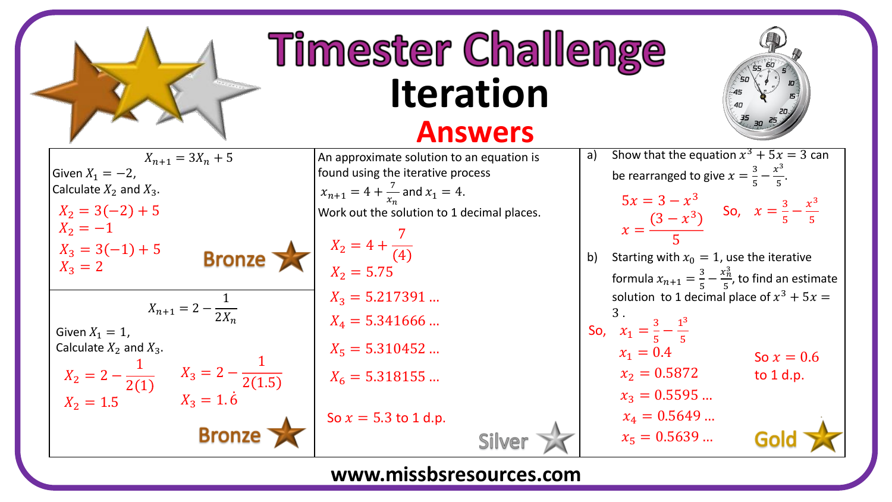# Timester Challenge

## Iteration

## Answers

$$X_{n+1} = 3X_n + 5$$

Given $X_1 = -2$,
Calculate $X_2$ and $X_3$.

$X_2 = 3(-2) + 5$
$X_2 = -1$
$X_3 = 3(-1) + 5$
$X_3 = 2$

**Bronze**

$$X_{n+1} = 2 - \frac{1}{2X_n}$$

Given $X_1 = 1$,
Calculate $X_2$ and $X_3$.

$X_2 = 2 - \frac{1}{2(1)}$
$X_2 = 1.5$

$X_3 = 2 - \frac{1}{2(1.5)}$
$X_3 = 1.\dot{6}$

**Bronze**

An approximate solution to an equation is found using the iterative process

$x_{n+1} = 4 + \frac{7}{x_n}$ and $x_1 = 4$.

Work out the solution to 1 decimal places.

$X_2 = 4 + \frac{7}{(4)}$
$X_2 = 5.75$
$X_3 = 5.217391 \ldots$
$X_4 = 5.341666 \ldots$
$X_5 = 5.310452 \ldots$
$X_6 = 5.318155 \ldots$

So $x = 5.3$ to 1 d.p.

**Silver**

a) Show that the equation $x^3 + 5x = 3$ can be rearranged to give $x = \frac{3}{5} - \frac{x^3}{5}$.

$5x = 3 - x^3$
$x = \frac{(3 - x^3)}{5}$

So, $x = \frac{3}{5} - \frac{x^3}{5}$

b) Starting with $x_0 = 1$, use the iterative formula $x_{n+1} = \frac{3}{5} - \frac{x_n^3}{5}$, to find an estimate solution to 1 decimal place of $x^3 + 5x = 3$.

So, $x_1 = \frac{3}{5} - \frac{1^3}{5}$
$x_1 = 0.4$
$x_2 = 0.5872$
$x_3 = 0.5595 \ldots$
$x_4 = 0.5649 \ldots$
$x_5 = 0.5639 \ldots$

So $x = 0.6$ to 1 d.p.

**Gold**

www.missbsresources.com